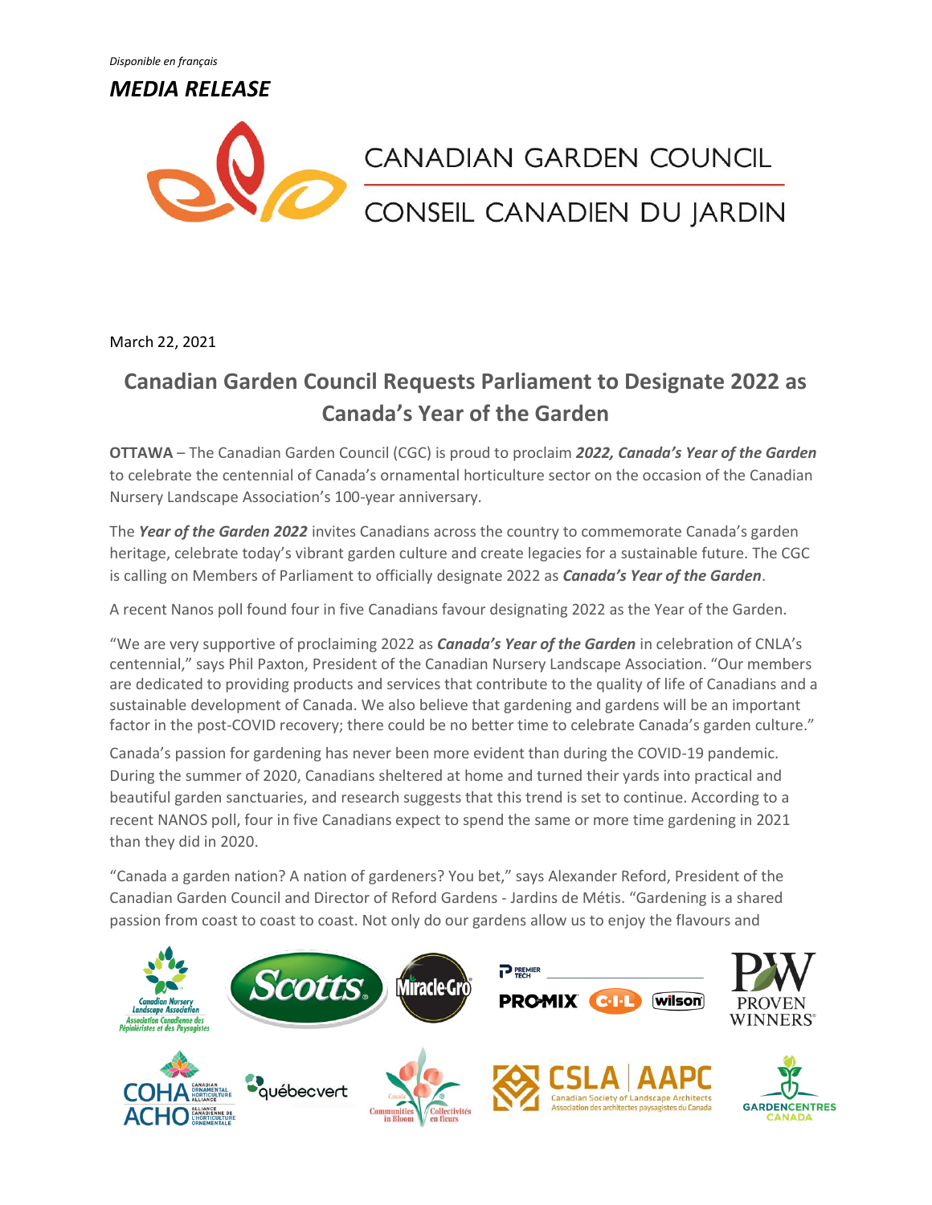*Disponible en français*

***MEDIA RELEASE***

CANADIAN GARDEN COUNCIL

CONSEIL CANADIEN DU JARDIN

March 22, 2021

## Canadian Garden Council Requests Parliament to Designate 2022 as Canada's Year of the Garden

**OTTAWA** – The Canadian Garden Council (CGC) is proud to proclaim ***2022, Canada's Year of the Garden*** to celebrate the centennial of Canada's ornamental horticulture sector on the occasion of the Canadian Nursery Landscape Association's 100-year anniversary.

The ***Year of the Garden 2022*** invites Canadians across the country to commemorate Canada's garden heritage, celebrate today's vibrant garden culture and create legacies for a sustainable future. The CGC is calling on Members of Parliament to officially designate 2022 as ***Canada's Year of the Garden***.

A recent Nanos poll found four in five Canadians favour designating 2022 as the Year of the Garden.

"We are very supportive of proclaiming 2022 as ***Canada's Year of the Garden*** in celebration of CNLA's centennial," says Phil Paxton, President of the Canadian Nursery Landscape Association. "Our members are dedicated to providing products and services that contribute to the quality of life of Canadians and a sustainable development of Canada. We also believe that gardening and gardens will be an important factor in the post-COVID recovery; there could be no better time to celebrate Canada's garden culture."

Canada's passion for gardening has never been more evident than during the COVID-19 pandemic. During the summer of 2020, Canadians sheltered at home and turned their yards into practical and beautiful garden sanctuaries, and research suggests that this trend is set to continue. According to a recent NANOS poll, four in five Canadians expect to spend the same or more time gardening in 2021 than they did in 2020.

"Canada a garden nation? A nation of gardeners? You bet," says Alexander Reford, President of the Canadian Garden Council and Director of Reford Gardens - Jardins de Métis. "Gardening is a shared passion from coast to coast to coast. Not only do our gardens allow us to enjoy the flavours and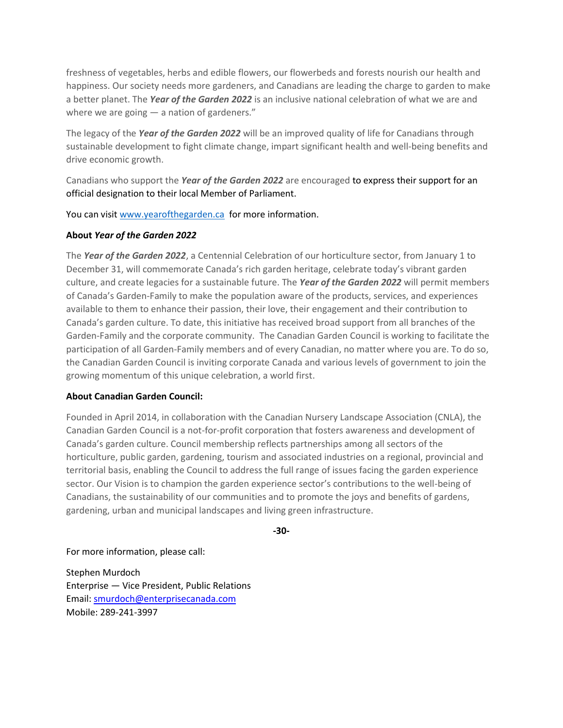freshness of vegetables, herbs and edible flowers, our flowerbeds and forests nourish our health and happiness. Our society needs more gardeners, and Canadians are leading the charge to garden to make a better planet. The ***Year of the Garden 2022*** is an inclusive national celebration of what we are and where we are going — a nation of gardeners."

The legacy of the ***Year of the Garden 2022*** will be an improved quality of life for Canadians through sustainable development to fight climate change, impart significant health and well-being benefits and drive economic growth.

Canadians who support the ***Year of the Garden 2022*** are encouraged to express their support for an official designation to their local Member of Parliament.

You can visit [www.yearofthegarden.ca](http://www.yearofthegarden.ca) for more information.

**About *Year of the Garden 2022***

The ***Year of the Garden 2022***, a Centennial Celebration of our horticulture sector, from January 1 to December 31, will commemorate Canada's rich garden heritage, celebrate today's vibrant garden culture, and create legacies for a sustainable future. The ***Year of the Garden 2022*** will permit members of Canada's Garden-Family to make the population aware of the products, services, and experiences available to them to enhance their passion, their love, their engagement and their contribution to Canada's garden culture. To date, this initiative has received broad support from all branches of the Garden-Family and the corporate community. The Canadian Garden Council is working to facilitate the participation of all Garden-Family members and of every Canadian, no matter where you are. To do so, the Canadian Garden Council is inviting corporate Canada and various levels of government to join the growing momentum of this unique celebration, a world first.

**About Canadian Garden Council:**

Founded in April 2014, in collaboration with the Canadian Nursery Landscape Association (CNLA), the Canadian Garden Council is a not-for-profit corporation that fosters awareness and development of Canada's garden culture. Council membership reflects partnerships among all sectors of the horticulture, public garden, gardening, tourism and associated industries on a regional, provincial and territorial basis, enabling the Council to address the full range of issues facing the garden experience sector. Our Vision is to champion the garden experience sector's contributions to the well-being of Canadians, the sustainability of our communities and to promote the joys and benefits of gardens, gardening, urban and municipal landscapes and living green infrastructure.

**-30-**

For more information, please call:

Stephen Murdoch
Enterprise — Vice President, Public Relations
Email: [smurdoch@enterprisecanada.com](mailto:smurdoch@enterprisecanada.com)
Mobile: 289-241-3997